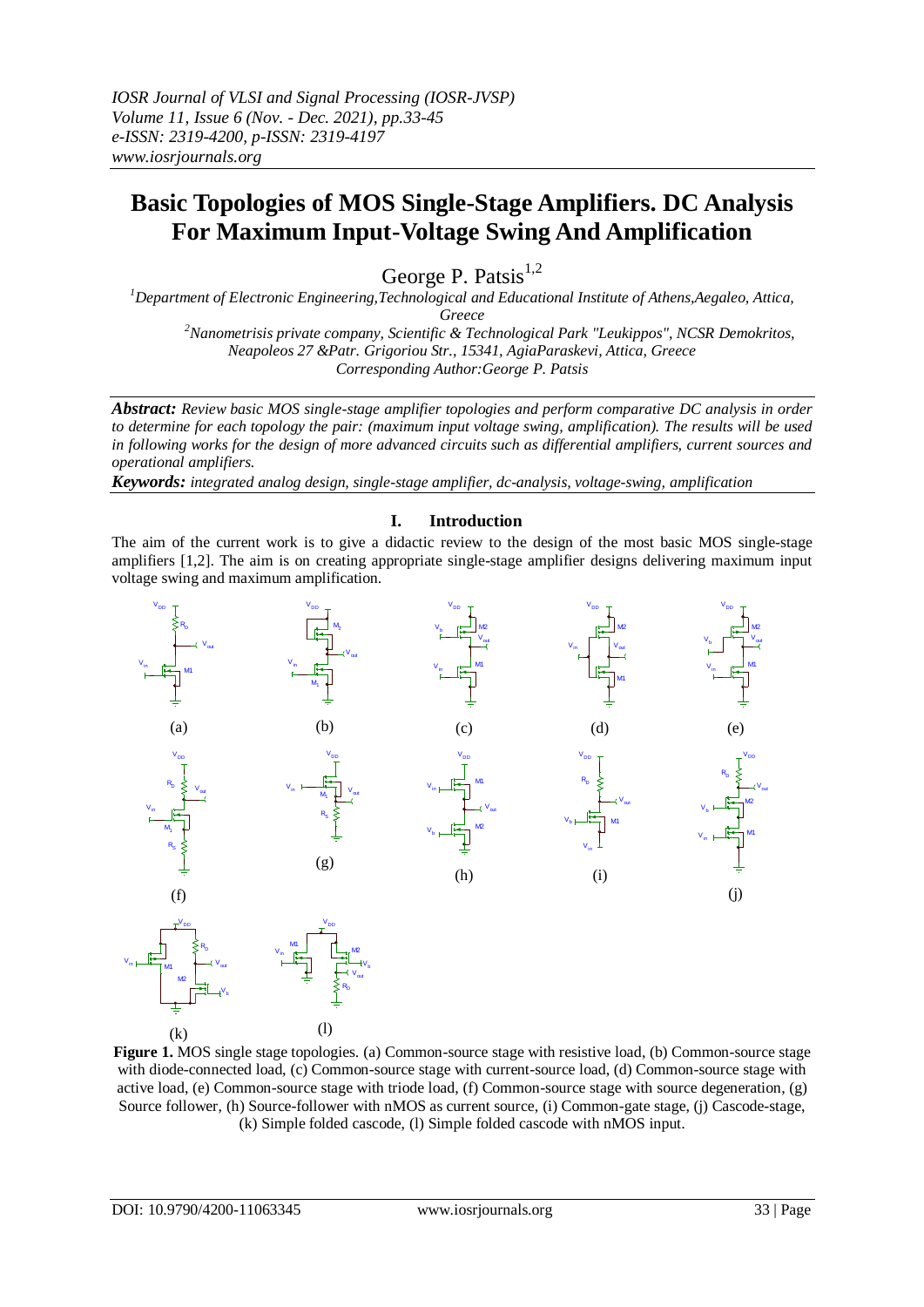*IOSR Journal of VLSI and Signal Processing (IOSR-JVSP)*
*Volume 11, Issue 6 (Nov. - Dec. 2021), pp.33-45*
*e-ISSN: 2319-4200, p-ISSN: 2319-4197*
*www.iosrjournals.org*

# Basic Topologies of MOS Single-Stage Amplifiers. DC Analysis For Maximum Input-Voltage Swing And Amplification

George P. Patsis[1,2]

[1]Department of Electronic Engineering,Technological and Educational Institute of Athens,Aegaleo, Attica, Greece
[2]Nanometrisis private company, Scientific & Technological Park "Leukippos", NCSR Demokritos, Neapoleos 27 &Patr. Grigoriou Str., 15341, AgiaParaskevi, Attica, Greece
Corresponding Author:George P. Patsis

***Abstract:*** *Review basic MOS single-stage amplifier topologies and perform comparative DC analysis in order to determine for each topology the pair: (maximum input voltage swing, amplification). The results will be used in following works for the design of more advanced circuits such as differential amplifiers, current sources and operational amplifiers.*

***Keywords:*** *integrated analog design, single-stage amplifier, dc-analysis, voltage-swing, amplification*

## I. Introduction

The aim of the current work is to give a didactic review to the design of the most basic MOS single-stage amplifiers [1,2]. The aim is on creating appropriate single-stage amplifier designs delivering maximum input voltage swing and maximum amplification.

**Figure 1.** MOS single stage topologies. (a) Common-source stage with resistive load, (b) Common-source stage with diode-connected load, (c) Common-source stage with current-source load, (d) Common-source stage with active load, (e) Common-source stage with triode load, (f) Common-source stage with source degeneration, (g) Source follower, (h) Source-follower with nMOS as current source, (i) Common-gate stage, (j) Cascode-stage, (k) Simple folded cascode, (l) Simple folded cascode with nMOS input.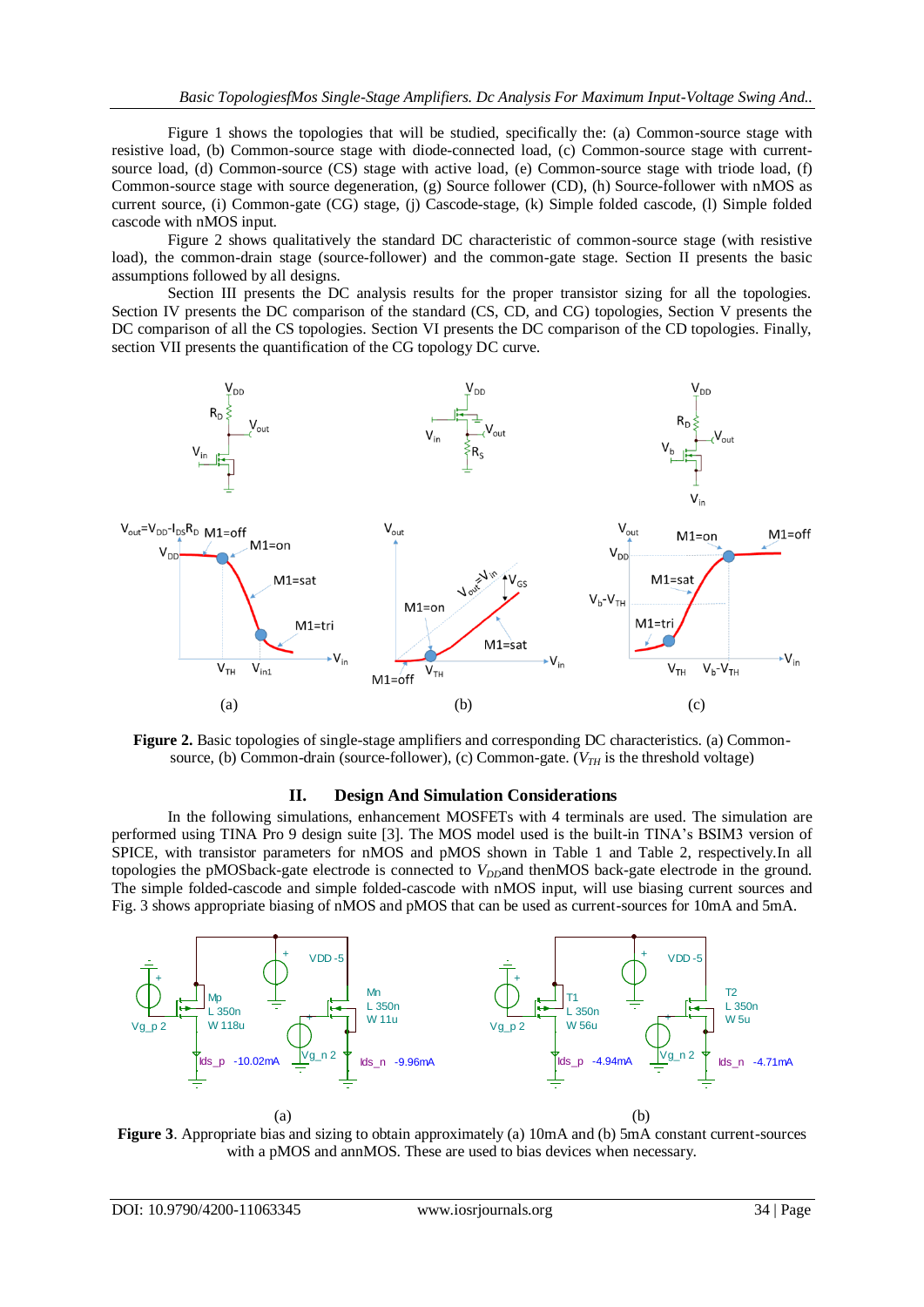Figure 1 shows the topologies that will be studied, specifically the: (a) Common-source stage with resistive load, (b) Common-source stage with diode-connected load, (c) Common-source stage with current-source load, (d) Common-source (CS) stage with active load, (e) Common-source stage with triode load, (f) Common-source stage with source degeneration, (g) Source follower (CD), (h) Source-follower with nMOS as current source, (i) Common-gate (CG) stage, (j) Cascode-stage, (k) Simple folded cascode, (l) Simple folded cascode with nMOS input.

Figure 2 shows qualitatively the standard DC characteristic of common-source stage (with resistive load), the common-drain stage (source-follower) and the common-gate stage. Section II presents the basic assumptions followed by all designs.

Section III presents the DC analysis results for the proper transistor sizing for all the topologies. Section IV presents the DC comparison of the standard (CS, CD, and CG) topologies, Section V presents the DC comparison of all the CS topologies. Section VI presents the DC comparison of the CD topologies. Finally, section VII presents the quantification of the CG topology DC curve.

**Figure 2.** Basic topologies of single-stage amplifiers and corresponding DC characteristics. (a) Common-source, (b) Common-drain (source-follower), (c) Common-gate. ($V_{TH}$ is the threshold voltage)

## II. Design And Simulation Considerations

In the following simulations, enhancement MOSFETs with 4 terminals are used. The simulation are performed using TINA Pro 9 design suite [3]. The MOS model used is the built-in TINA's BSIM3 version of SPICE, with transistor parameters for nMOS and pMOS shown in Table 1 and Table 2, respectively.In all topologies the pMOSback-gate electrode is connected to $V_{DD}$and thenMOS back-gate electrode in the ground. The simple folded-cascode and simple folded-cascode with nMOS input, will use biasing current sources and Fig. 3 shows appropriate biasing of nMOS and pMOS that can be used as current-sources for 10mA and 5mA.

**Figure 3**. Appropriate bias and sizing to obtain approximately (a) 10mA and (b) 5mA constant current-sources with a pMOS and annMOS. These are used to bias devices when necessary.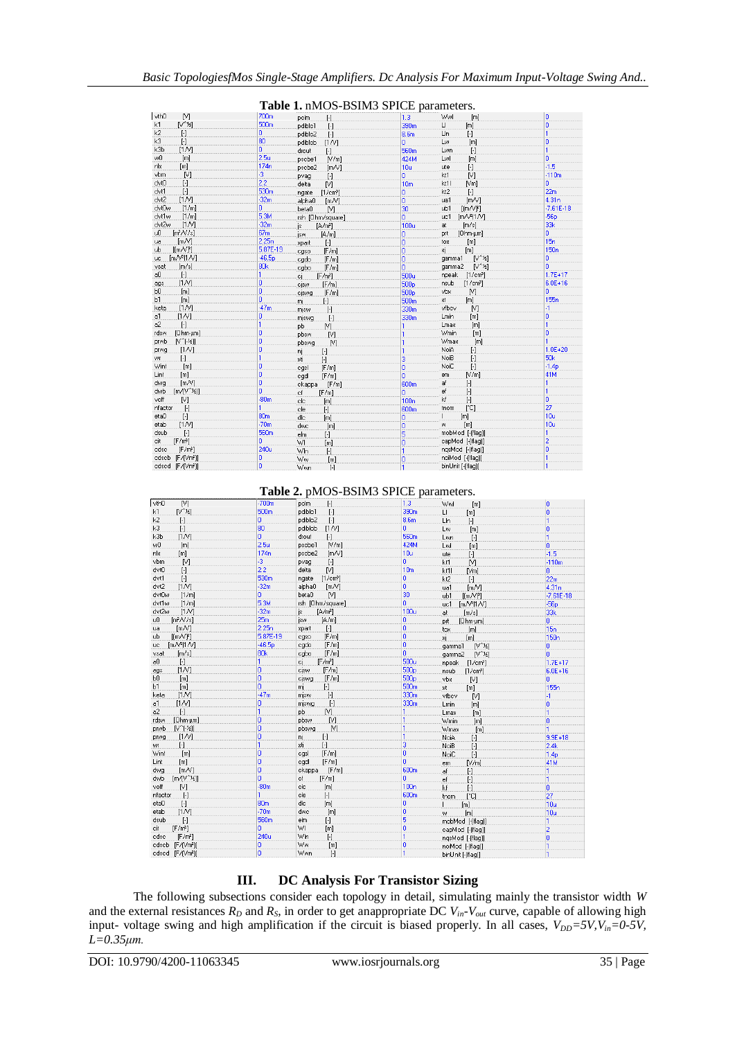**Table 1.** nMOS-BSIM3 SPICE parameters.

| Parameter | Value | Parameter | Value | Parameter | Value |
|---|---|---|---|---|---|
| vth0 [V] | 700m | pclm [-] | 1.3 | Wwl [m] | 0 |
| k1 [V^½] | 500m | pdiblc1 [-] | 390m | Ll [m] | 0 |
| k2 [-] | 0 | pdiblc2 [-] | 8.6m | Lln [-] | 1 |
| k3 [-] | 80 | pdiblcb [1/V] | 0 | Lw [m] | 0 |
| k3b [1/V] | 0 | drout [-] | 560m | Lwn [-] | 1 |
| w0 [m] | 2.5u | pscbe1 [V/m] | 424M | Lwl [m] | 0 |
| nlx [m] | 174n | pscbe2 [m/V] | 10u | ute [-] | -1.5 |
| vbm [V] | -3 | pvag [-] | 0 | kt1 [V] | -110m |
| dvt0 [-] | 2.2 | delta [V] | 10m | kt1l [V/m] | 0 |
| dvt1 [-] | 530m | ngate [1/cm³] | 0 | kt2 [-] | 22m |
| dvt2 [1/V] | -32m | alpha0 [m/V] | 0 | ua1 [m/V] | 4.31n |
| dvt0w [1/m] | 0 | beta0 [V] | 30 | ub1 [(m/V)²] | -7.61E-18 |
| dvt1w [1/m] | 5.3M | rsh [Ohm/square] | 0 | uc1 [m/V²(1/V)] | -56p |
| dvt2w [1/V] | -32m | js [A/m²] | 100u | at [m/s] | 33k |
| u0 [m²/V/s] | 67m | jsw [A/m] | 0 | prt [Ohm-μm] | 0 |
| ua [m/V] | 2.25n | xpart [-] | 0 | tox [m] | 15n |
| ub [(m/V)²] | 5.87E-19 | cgso [F/m] | 0 | xj [m] | 150n |
| uc [m/V²(1/V)] | -46.5p | cgdo [F/m] | 0 | gamma1 [V^½] | 0 |
| vsat [m/s] | 80k | cgbo [F/m] | 0 | gamma2 [V^½] | 0 |
| a0 [-] | 1 | cj [F/m²] | 500u | npeak [1/cm³] | 1.7E+17 |
| ags [1/V] | 0 | cjsw [F/m] | 500p | nsub [1/cm³] | 6.0E+16 |
| b0 [m] | 0 | cjswg [F/m] | 500p | vbx [V] | 0 |
| b1 [m] | 0 | mj [-] | 500m | xt [m] | 155n |
| keta [1/V] | -47m | mjsw [-] | 330m | vfbcv [V] | -1 |
| a1 [1/V] | 0 | mjswg [-] | 330m | Lmin [m] | 0 |
| a2 [-] | 1 | pb [V] | 1 | Lmax [m] | 1 |
| rdsw [Ohm-μm] | 0 | pbsw [V] | 1 | Wmin [m] | 0 |
| prwb [V^(-½)] | 0 | pbswg [V] | 1 | Wmax [m] | 1 |
| prwg [1/V] | 0 | nj [-] | 1 | NoiA [-] | 1.0E+20 |
| wr [-] | 1 | xti [-] | 3 | NoiB [-] | 50k |
| Wint [m] | 0 | cgsl [F/m] | 0 | NoiC [-] | -1.4p |
| Lint [m] | 0 | cgdl [F/m] | 0 | em [V/m] | 41M |
| dwg [m/V] | 0 | ckappa [F/m] | 600m | af [-] | 1 |
| dwb [m/(V^½)] | 0 | cf [F/m] | 0 | ef [-] | 1 |
| voff [V] | -80m | clc [m] | 100n | kf [-] | 0 |
| nfactor [-] | 1 | cle [-] | 600m | tnom [°C] | 27 |
| eta0 [-] | 80m | dlc [m] | 0 | l [m] | 10u |
| etab [1/V] | -70m | dwc [m] | 0 | w [m] | 10u |
| dsub [-] | 560m | elm [-] | 5 | mobMod [-(flag)] | 1 |
| cit [F/m²] | 0 | Wl [m] | 0 | capMod [-(flag)] | 2 |
| cdsc [F/m²] | 240u | Wln [-] | 1 | nqsMod [-(flag)] | 0 |
| cdscb [F/(Vm²)] | 0 | Ww [m] | 0 | noiMod [-(flag)] | 1 |
| cdscd [F/(Vm²)] | 0 | Wwn [-] | 1 | binUnit [-(flag)] | 1 |

**Table 2.** pMOS-BSIM3 SPICE parameters.

| Parameter | Value | Parameter | Value | Parameter | Value |
|---|---|---|---|---|---|
| vth0 [V] | -700m | pclm [-] | 1.3 | Wwl [m] | 0 |
| k1 [V^½] | 500m | pdiblc1 [-] | 390m | Ll [m] | 0 |
| k2 [-] | 0 | pdiblc2 [-] | 8.6m | Lln [-] | 1 |
| k3 [-] | 80 | pdiblcb [1/V] | 0 | Lw [m] | 0 |
| k3b [1/V] | 0 | drout [-] | 560m | Lwn [-] | 1 |
| w0 [m] | 2.5u | pscbe1 [V/m] | 424M | Lwl [m] | 0 |
| nlx [m] | 174n | pscbe2 [m/V] | 10u | ute [-] | -1.5 |
| vbm [V] | -3 | pvag [-] | 0 | kt1 [V] | -110m |
| dvt0 [-] | 2.2 | delta [V] | 10m | kt1l [V/m] | 0 |
| dvt1 [-] | 530m | ngate [1/cm³] | 0 | kt2 [-] | 22m |
| dvt2 [1/V] | -32m | alpha0 [m/V] | 0 | ua1 [m/V] | 4.31n |
| dvt0w [1/m] | 0 | beta0 [V] | 30 | ub1 [(m/V)²] | -7.61E-18 |
| dvt1w [1/m] | 5.3M | rsh [Ohm/square] | 0 | uc1 [m/V²(1/V)] | -56p |
| dvt2w [1/V] | -32m | js [A/m²] | 100u | at [m/s] | 33k |
| u0 [m²/V/s] | 25m | jsw [A/m] | 0 | prt [Ohm-μm] | 0 |
| ua [m/V] | 2.25n | xpart [-] | 0 | tox [m] | 15n |
| ub [(m/V)²] | 5.87E-19 | cgso [F/m] | 0 | xj [m] | 150n |
| uc [m/V²(1/V)] | -46.5p | cgdo [F/m] | 0 | gamma1 [V^½] | 0 |
| vsat [m/s] | 60k | cgbo [F/m] | 0 | gamma2 [V^½] | 0 |
| a0 [-] | 1 | cj [F/m²] | 500u | npeak [1/cm³] | 1.7E+17 |
| ags [1/V] | 0 | cjsw [F/m] | 500p | nsub [1/cm³] | 6.0E+16 |
| b0 [m] | 0 | cjswg [F/m] | 500p | vbx [V] | 0 |
| b1 [m] | 0 | mj [-] | 500m | xt [m] | 155n |
| keta [1/V] | -47m | mjsw [-] | 330m | vfbcv [V] | -1 |
| a1 [1/V] | 0 | mjswg [-] | 330m | Lmin [m] | 0 |
| a2 [-] | 1 | pb [V] | 1 | Lmax [m] | 1 |
| rdsw [Ohm-μm] | 0 | pbsw [V] | 1 | Wmin [m] | 0 |
| prwb [V^(-½)] | 0 | pbswg [V] | 1 | Wmax [m] | 1 |
| prwg [1/V] | 0 | nj [-] | 1 | NoiA [-] | 9.9E+18 |
| wr [-] | 1 | xti [-] | 3 | NoiB [-] | 2.4k |
| Wint [m] | 0 | cgsl [F/m] | 0 | NoiC [-] | 1.4p |
| Lint [m] | 0 | cgdl [F/m] | 0 | em [V/m] | 41M |
| dwg [m/V] | 0 | ckappa [F/m] | 600m | af [-] | 1 |
| dwb [m/(V^½)] | 0 | cf [F/m] | 0 | ef [-] | 1 |
| voff [V] | -80m | clc [m] | 100n | kf [-] | 0 |
| nfactor [-] | 1 | cle [-] | 600m | tnom [°C] | 27 |
| eta0 [-] | 80m | dlc [m] | 0 | l [m] | 10u |
| etab [1/V] | -70m | dwc [m] | 0 | w [m] | 10u |
| dsub [-] | 560m | elm [-] | 5 | mobMod [-(flag)] | 1 |
| cit [F/m²] | 0 | Wl [m] | 0 | capMod [-(flag)] | 2 |
| cdsc [F/m²] | 240u | Wln [-] | 1 | nqsMod [-(flag)] | 0 |
| cdscb [F/(Vm²)] | 0 | Ww [m] | 0 | noiMod [-(flag)] | 1 |
| cdscd [F/(Vm²)] | 0 | Wwn [-] | 1 | binUnit [-(flag)] | 1 |

## III. DC Analysis For Transistor Sizing

The following subsections consider each topology in detail, simulating mainly the transistor width $W$ and the external resistances $R_D$ and $R_S$, in order to get anappropriate DC $V_{in}$-$V_{out}$ curve, capable of allowing high input- voltage swing and high amplification if the circuit is biased properly. In all cases, $V_{DD}=5V, V_{in}=0\text{-}5V, L=0.35\mu m$.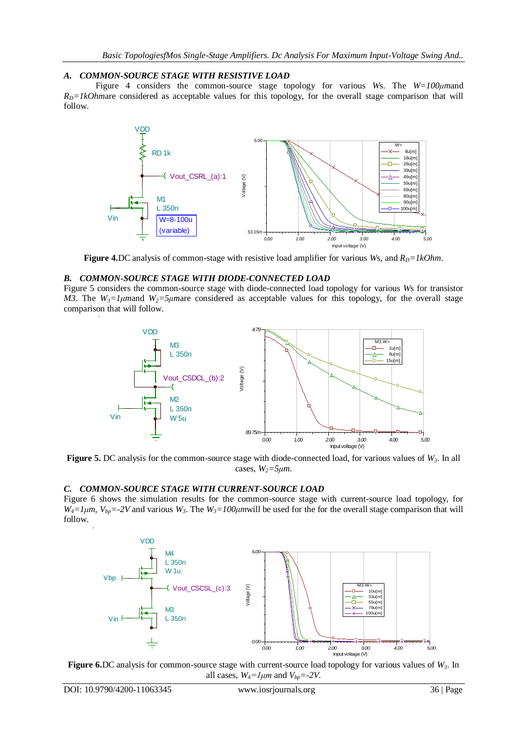### A. COMMON-SOURCE STAGE WITH RESISTIVE LOAD

Figure 4 considers the common-source stage topology for various *W*s. The $W=100\mu m$ and $R_D=1kOhm$ are considered as acceptable values for this topology, for the overall stage comparison that will follow.

**Figure 4.** DC analysis of common-stage with resistive load amplifier for various *W*s, and $R_D=1kOhm$.

### B. COMMON-SOURCE STAGE WITH DIODE-CONNECTED LOAD

Figure 5 considers the common-source stage with diode-connected load topology for various *W*s for transistor *M3*. The $W_3=1\mu m$ and $W_2=5\mu m$ are considered as acceptable values for this topology, for the overall stage comparison that will follow.

**Figure 5.** DC analysis for the common-source stage with diode-connected load, for various values of $W_3$. In all cases, $W_2=5\mu m$.

### C. COMMON-SOURCE STAGE WITH CURRENT-SOURCE LOAD

Figure 6 shows the simulation results for the common-source stage with current-source load topology, for $W_4=1\mu m$, $V_{bp}=-2V$ and various $W_3$. The $W_3=100\mu m$ will be used for the for the overall stage comparison that will follow.

**Figure 6.** DC analysis for common-source stage with current-source load topology for various values of $W_3$. In all cases, $W_4=1\mu m$ and $V_{bp}=-2V$.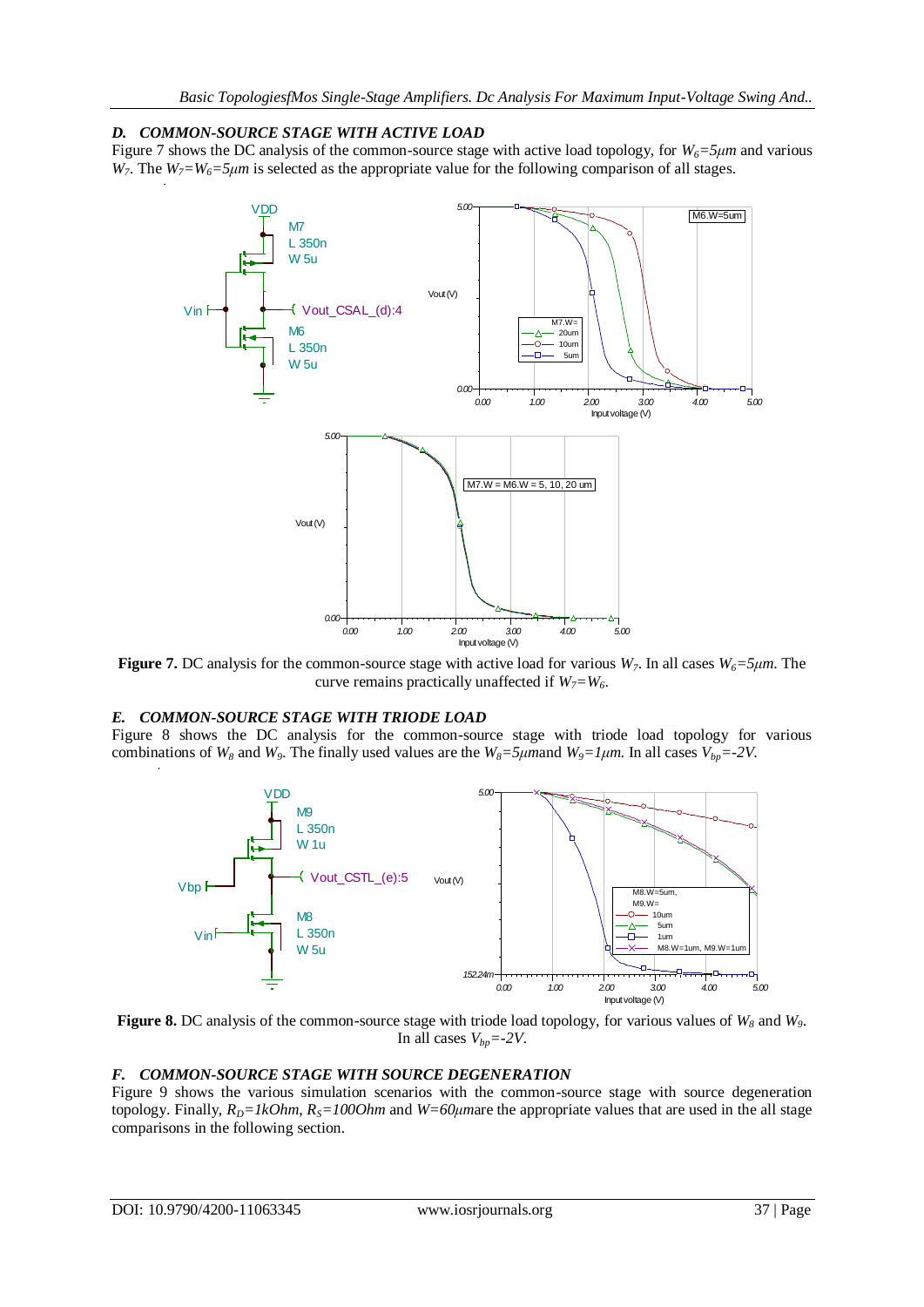### D. COMMON-SOURCE STAGE WITH ACTIVE LOAD

Figure 7 shows the DC analysis of the common-source stage with active load topology, for $W_6=5\mu m$ and various $W_7$. The $W_7=W_6=5\mu m$ is selected as the appropriate value for the following comparison of all stages.

**Figure 7.** DC analysis for the common-source stage with active load for various $W_7$. In all cases $W_6=5\mu m$. The curve remains practically unaffected if $W_7=W_6$.

### E. COMMON-SOURCE STAGE WITH TRIODE LOAD

Figure 8 shows the DC analysis for the common-source stage with triode load topology for various combinations of $W_8$ and $W_9$. The finally used values are the $W_8=5\mu m$and $W_9=1\mu m$. In all cases $V_{bp}=-2V$.

**Figure 8.** DC analysis of the common-source stage with triode load topology, for various values of $W_8$ and $W_9$. In all cases $V_{bp}=-2V$.

### F. COMMON-SOURCE STAGE WITH SOURCE DEGENERATION

Figure 9 shows the various simulation scenarios with the common-source stage with source degeneration topology. Finally, $R_D=1kOhm$, $R_S=100Ohm$ and $W=60\mu m$are the appropriate values that are used in the all stage comparisons in the following section.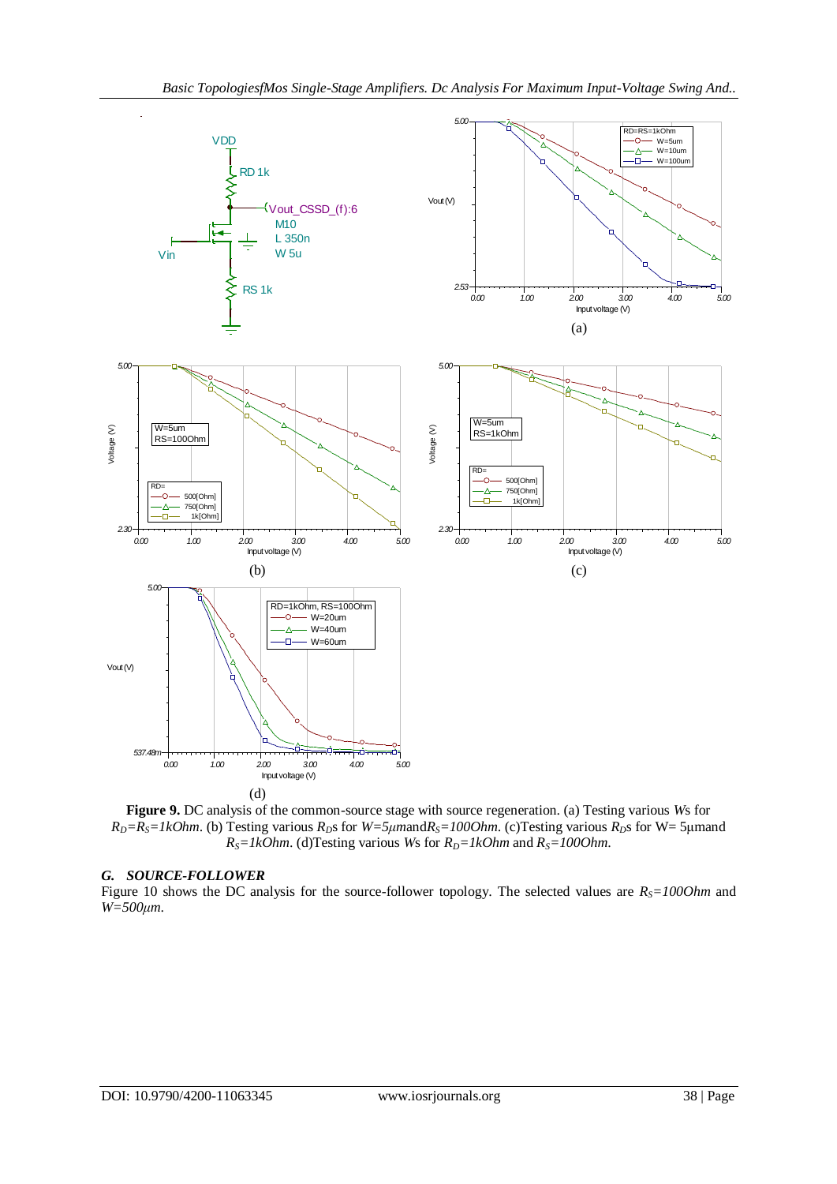**Figure 9.** DC analysis of the common-source stage with source regeneration. (a) Testing various *W*s for $R_D$=$R_S$=*1kOhm*. (b) Testing various $R_D$s for *W=5µm*and$R_S$*=100Ohm*. (c)Testing various $R_D$s for W= 5µmand $R_S$*=1kOhm*. (d)Testing various *W*s for $R_D$*=1kOhm* and $R_S$*=100Ohm.*

### *G. SOURCE-FOLLOWER*

Figure 10 shows the DC analysis for the source-follower topology. The selected values are $R_S$*=100Ohm* and *W=500µm*.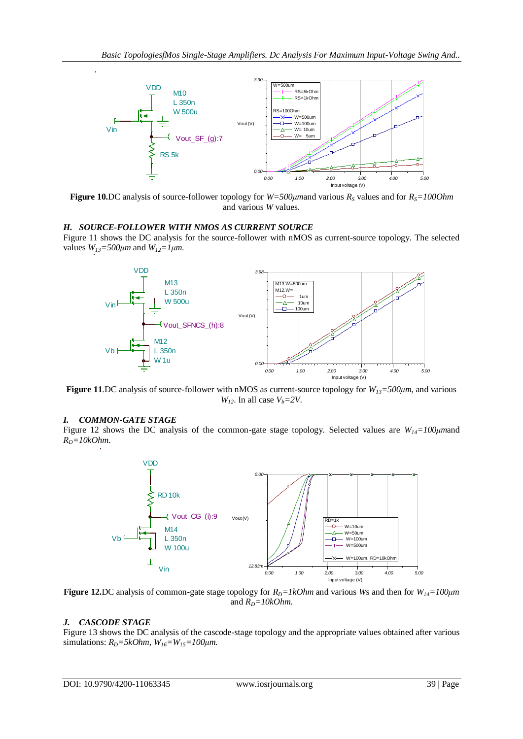**Figure 10.** DC analysis of source-follower topology for $W=500\mu m$ and various $R_S$ values and for $R_S=100Ohm$ and various $W$ values.

### *H. SOURCE-FOLLOWER WITH NMOS AS CURRENT SOURCE*

Figure 11 shows the DC analysis for the source-follower with nMOS as current-source topology. The selected values $W_{13}=500\mu m$ and $W_{12}=1\mu m$.

**Figure 11.** DC analysis of source-follower with nMOS as current-source topology for $W_{13}=500\mu m$, and various $W_{12}$. In all case $V_b=2V$.

### *I. COMMON-GATE STAGE*

Figure 12 shows the DC analysis of the common-gate stage topology. Selected values are $W_{14}=100\mu m$ and $R_D=10kOhm$.

**Figure 12.** DC analysis of common-gate stage topology for $R_D=1kOhm$ and various $W$s and then for $W_{14}=100\mu m$ and $R_D=10kOhm$.

### *J. CASCODE STAGE*

Figure 13 shows the DC analysis of the cascode-stage topology and the appropriate values obtained after various simulations: $R_D=5kOhm$, $W_{16}=W_{15}=100\mu m$.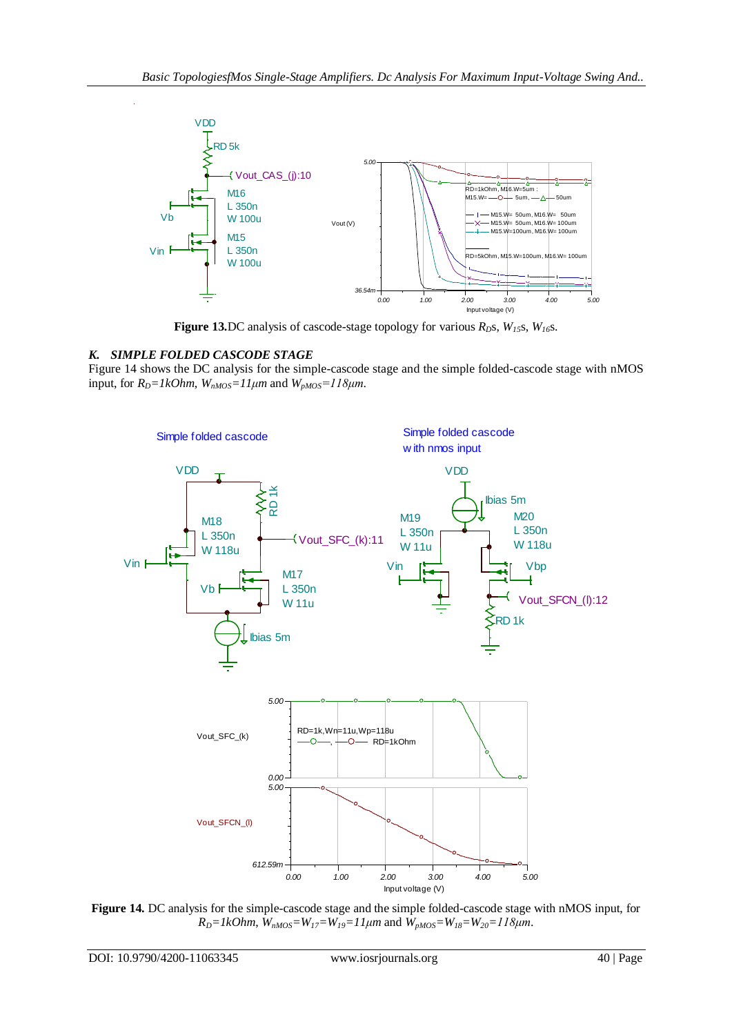**Figure 13.** DC analysis of cascode-stage topology for various $R_D$s, $W_{15}$s, $W_{16}$s.

### *K. SIMPLE FOLDED CASCODE STAGE*

Figure 14 shows the DC analysis for the simple-cascode stage and the simple folded-cascode stage with nMOS input, for $R_D=1kOhm$, $W_{nMOS}=11\mu m$ and $W_{pMOS}=118\mu m$.

**Figure 14.** DC analysis for the simple-cascode stage and the simple folded-cascode stage with nMOS input, for $R_D=1kOhm$, $W_{nMOS}=W_{17}=W_{19}=11\mu m$ and $W_{pMOS}=W_{18}=W_{20}=118\mu m$.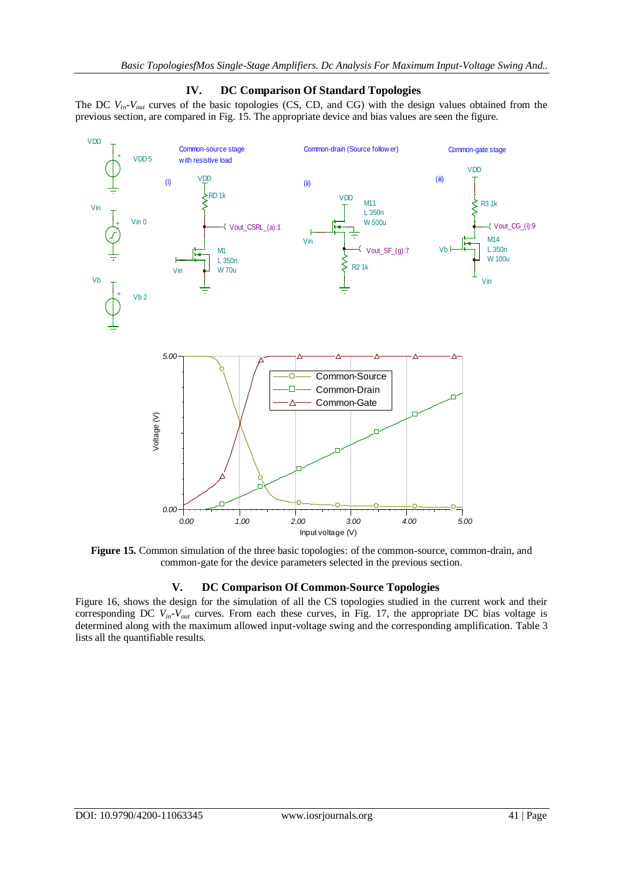## IV. DC Comparison Of Standard Topologies

The DC $V_{in}$-$V_{out}$ curves of the basic topologies (CS, CD, and CG) with the design values obtained from the previous section, are compared in Fig. 15. The appropriate device and bias values are seen the figure.

**Figure 15.** Common simulation of the three basic topologies: of the common-source, common-drain, and common-gate for the device parameters selected in the previous section.

## V. DC Comparison Of Common-Source Topologies

Figure 16, shows the design for the simulation of all the CS topologies studied in the current work and their corresponding DC $V_{in}$-$V_{out}$ curves. From each these curves, in Fig. 17, the appropriate DC bias voltage is determined along with the maximum allowed input-voltage swing and the corresponding amplification. Table 3 lists all the quantifiable results.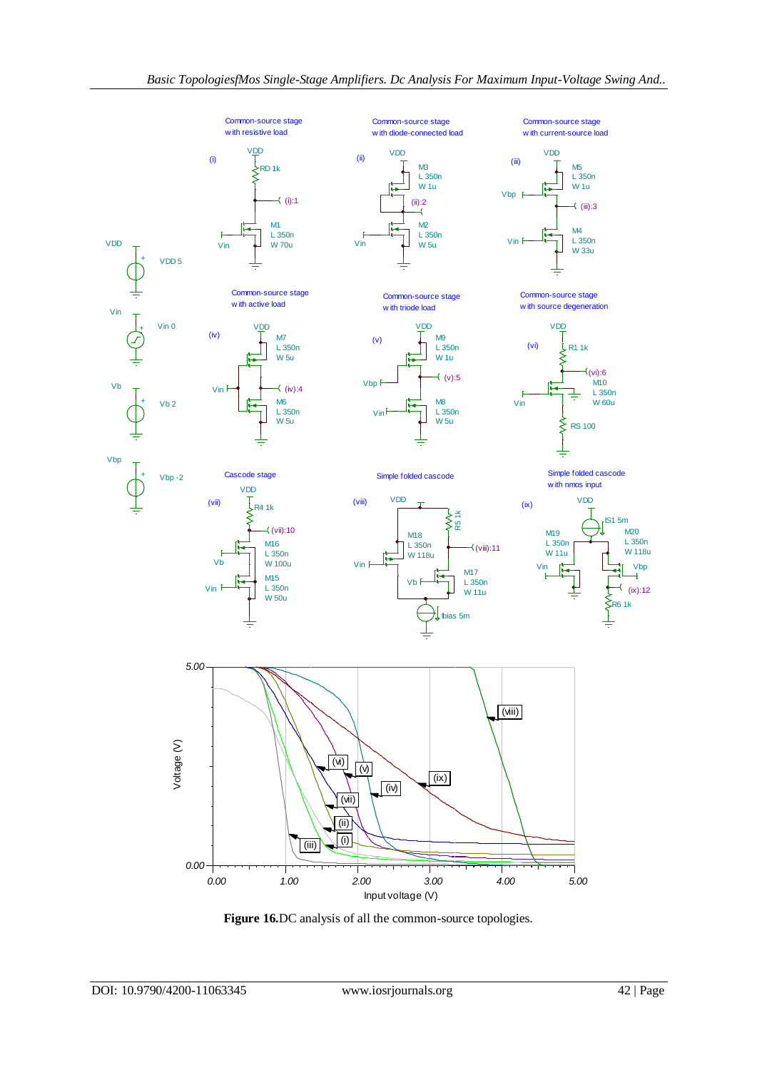**Figure 16.** DC analysis of all the common-source topologies.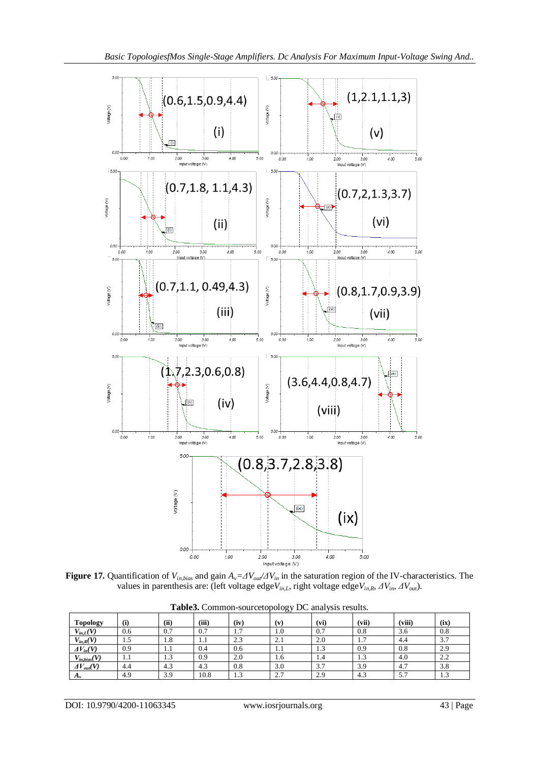**Figure 17.** Quantification of $V_{in,bias}$ and gain $A_v = \Delta V_{out}/\Delta V_{in}$ in the saturation region of the IV-characteristics. The values in parenthesis are: (left voltage edge$V_{in,L}$, right voltage edge$V_{in,R}$, $\Delta V_{in}$, $\Delta V_{out}$).

**Table3.** Common-sourcetopology DC analysis results.

| Topology | (i) | (ii) | (iii) | (iv) | (v) | (vi) | (vii) | (viii) | (ix) |
|---|---|---|---|---|---|---|---|---|---|
| $V_{in,L}(V)$ | 0.6 | 0.7 | 0.7 | 1.7 | 1.0 | 0.7 | 0.8 | 3.6 | 0.8 |
| $V_{in,R}(V)$ | 1.5 | 1.8 | 1.1 | 2.3 | 2.1 | 2.0 | 1.7 | 4.4 | 3.7 |
| $\Delta V_{in}(V)$ | 0.9 | 1.1 | 0.4 | 0.6 | 1.1 | 1.3 | 0.9 | 0.8 | 2.9 |
| $V_{in,bias}(V)$ | 1.1 | 1.3 | 0.9 | 2.0 | 1.6 | 1.4 | 1.3 | 4.0 | 2.2 |
| $\Delta V_{out}(V)$ | 4.4 | 4.3 | 4.3 | 0.8 | 3.0 | 3.7 | 3.9 | 4.7 | 3.8 |
| $A_v$ | 4.9 | 3.9 | 10.8 | 1.3 | 2.7 | 2.9 | 4.3 | 5.7 | 1.3 |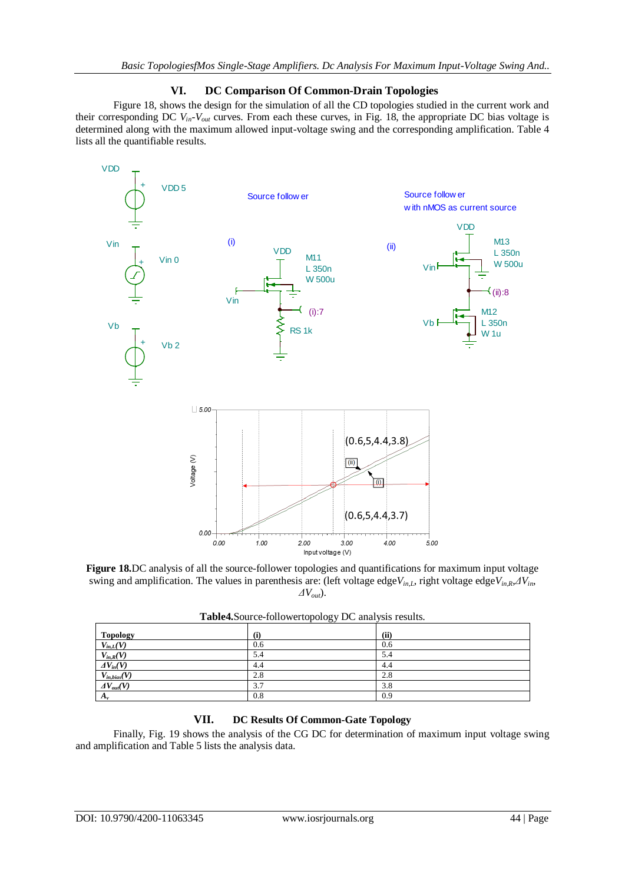## VI. DC Comparison Of Common-Drain Topologies

Figure 18, shows the design for the simulation of all the CD topologies studied in the current work and their corresponding DC $V_{in}$-$V_{out}$ curves. From each these curves, in Fig. 18, the appropriate DC bias voltage is determined along with the maximum allowed input-voltage swing and the corresponding amplification. Table 4 lists all the quantifiable results.

**Figure 18.** DC analysis of all the source-follower topologies and quantifications for maximum input voltage swing and amplification. The values in parenthesis are: (left voltage edge $V_{in,L}$, right voltage edge $V_{in,R}$, $\Delta V_{in}$, $\Delta V_{out}$).

**Table4.** Source-followertopology DC analysis results.

| Topology | (i) | (ii) |
|---|---|---|
| $V_{in,L}(V)$ | 0.6 | 0.6 |
| $V_{in,R}(V)$ | 5.4 | 5.4 |
| $\Delta V_{in}(V)$ | 4.4 | 4.4 |
| $V_{in,bias}(V)$ | 2.8 | 2.8 |
| $\Delta V_{out}(V)$ | 3.7 | 3.8 |
| $A_v$ | 0.8 | 0.9 |

## VII. DC Results Of Common-Gate Topology

Finally, Fig. 19 shows the analysis of the CG DC for determination of maximum input voltage swing and amplification and Table 5 lists the analysis data.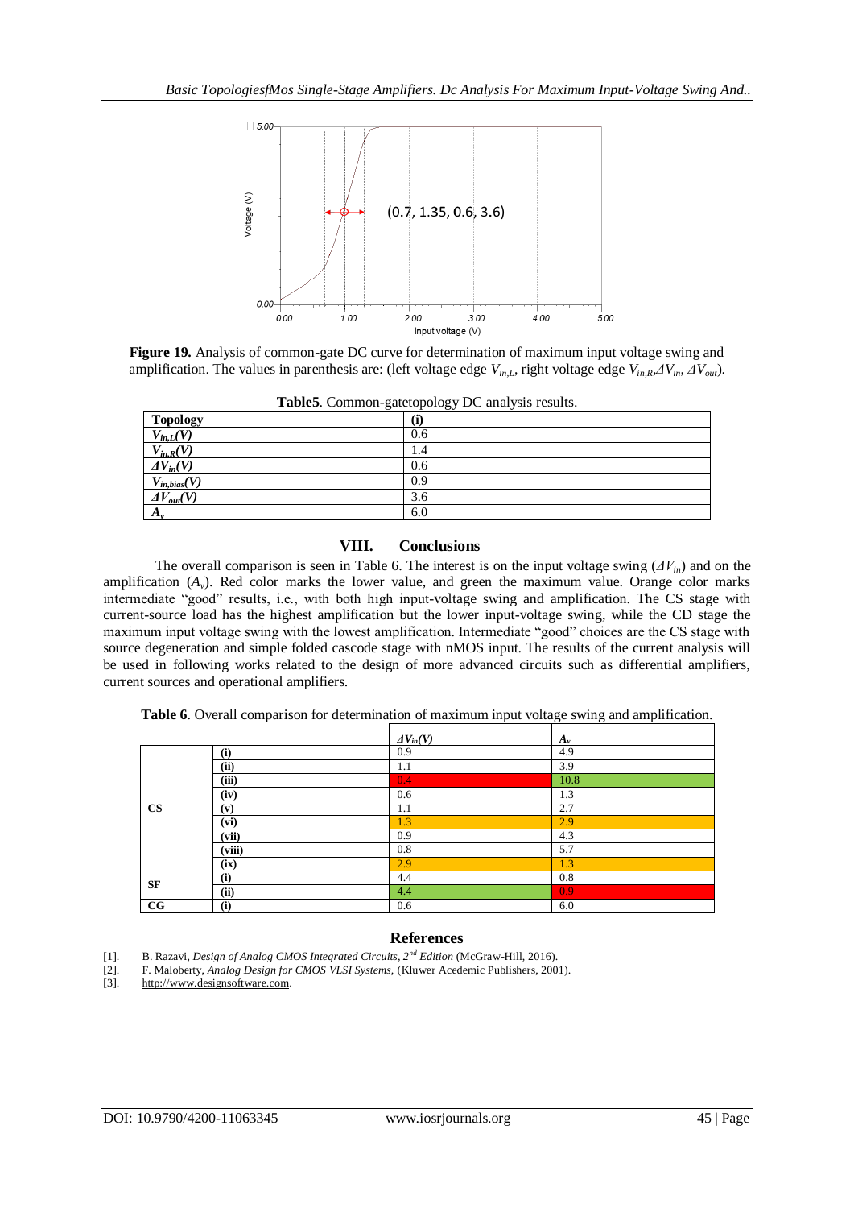5.00
Voltage (V)
(0.7, 1.35, 0.6, 3.6)
0.00
0.00
1.00
2.00
3.00
4.00
5.00
Input voltage (V)

**Figure 19.** Analysis of common-gate DC curve for determination of maximum input voltage swing and amplification. The values in parenthesis are: (left voltage edge $V_{in,L}$, right voltage edge $V_{in,R}$, $\Delta V_{in}$, $\Delta V_{out}$).

**Table5**. Common-gatetopology DC analysis results.

| **Topology** | **(i)** |
|---|---|
| $V_{in,L}(V)$ | 0.6 |
| $V_{in,R}(V)$ | 1.4 |
| $\Delta V_{in}(V)$ | 0.6 |
| $V_{in,bias}(V)$ | 0.9 |
| $\Delta V_{out}(V)$ | 3.6 |
| $A_v$ | 6.0 |

## VIII. Conclusions

The overall comparison is seen in Table 6. The interest is on the input voltage swing ($\Delta V_{in}$) and on the amplification ($A_v$). Red color marks the lower value, and green the maximum value. Orange color marks intermediate "good" results, i.e., with both high input-voltage swing and amplification. The CS stage with current-source load has the highest amplification but the lower input-voltage swing, while the CD stage the maximum input voltage swing with the lowest amplification. Intermediate "good" choices are the CS stage with source degeneration and simple folded cascode stage with nMOS input. The results of the current analysis will be used in following works related to the design of more advanced circuits such as differential amplifiers, current sources and operational amplifiers.

**Table 6**. Overall comparison for determination of maximum input voltage swing and amplification.

| | | $\Delta V_{in}(V)$ | $A_v$ |
|---|---|---|---|
| CS | (i) | 0.9 | 4.9 |
| | (ii) | 1.1 | 3.9 |
| | (iii) | 0.4 | 10.8 |
| | (iv) | 0.6 | 1.3 |
| | (v) | 1.1 | 2.7 |
| | (vi) | 1.3 | 2.9 |
| | (vii) | 0.9 | 4.3 |
| | (viii) | 0.8 | 5.7 |
| | (ix) | 2.9 | 1.3 |
| SF | (i) | 4.4 | 0.8 |
| | (ii) | 4.4 | 0.9 |
| CG | (i) | 0.6 | 6.0 |

## References

[1]. B. Razavi, *Design of Analog CMOS Integrated Circuits, 2nd Edition* (McGraw-Hill, 2016).

[2]. F. Maloberty, *Analog Design for CMOS VLSI Systems*, (Kluwer Acedemic Publishers, 2001).

[3]. http://www.designsoftware.com.